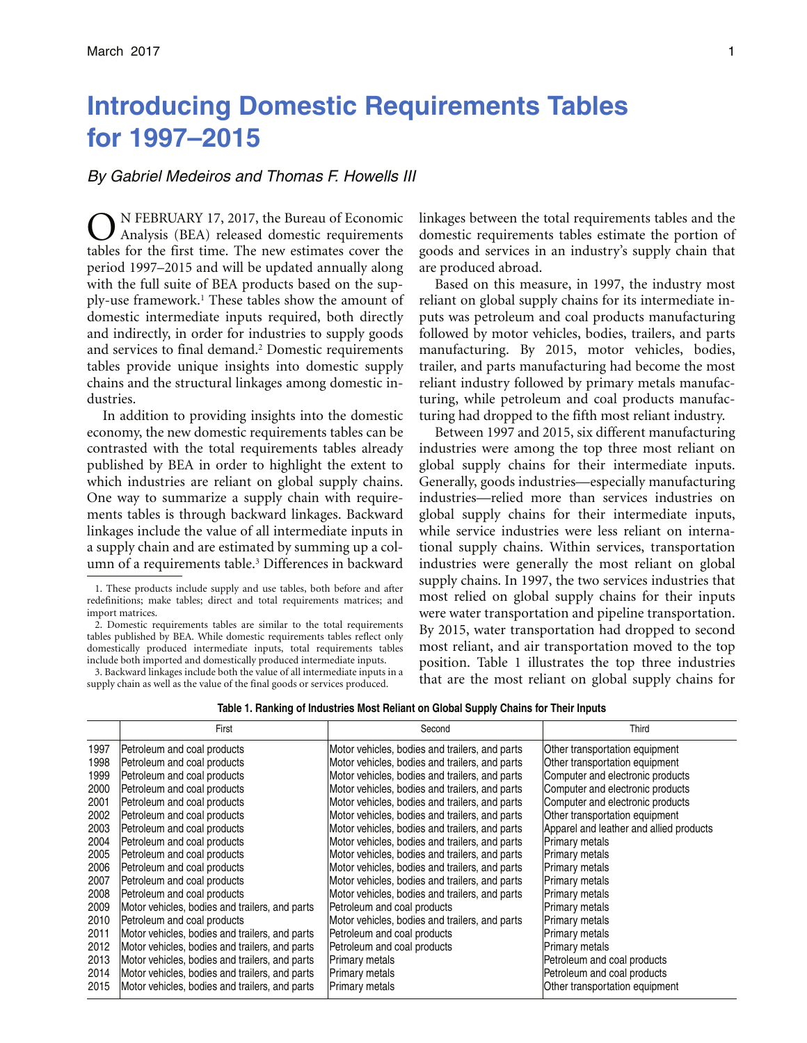# Introducing Domestic Requirements Tables for 1997–2015

*By Gabriel Medeiros and Thomas F. Howells III*

ON FEBRUARY 17, 2017, the Bureau of Economic Analysis (BEA) released domestic requirements tables for the first time. The new estimates cover the period 1997–2015 and will be updated annually along with the full suite of BEA products based on the supply-use framework.[1] These tables show the amount of domestic intermediate inputs required, both directly and indirectly, in order for industries to supply goods and services to final demand.[2] Domestic requirements tables provide unique insights into domestic supply chains and the structural linkages among domestic industries.

In addition to providing insights into the domestic economy, the new domestic requirements tables can be contrasted with the total requirements tables already published by BEA in order to highlight the extent to which industries are reliant on global supply chains. One way to summarize a supply chain with requirements tables is through backward linkages. Backward linkages include the value of all intermediate inputs in a supply chain and are estimated by summing up a column of a requirements table.[3] Differences in backward linkages between the total requirements tables and the domestic requirements tables estimate the portion of goods and services in an industry's supply chain that are produced abroad.

Based on this measure, in 1997, the industry most reliant on global supply chains for its intermediate inputs was petroleum and coal products manufacturing followed by motor vehicles, bodies, trailers, and parts manufacturing. By 2015, motor vehicles, bodies, trailer, and parts manufacturing had become the most reliant industry followed by primary metals manufacturing, while petroleum and coal products manufacturing had dropped to the fifth most reliant industry.

Between 1997 and 2015, six different manufacturing industries were among the top three most reliant on global supply chains for their intermediate inputs. Generally, goods industries—especially manufacturing industries—relied more than services industries on global supply chains for their intermediate inputs, while service industries were less reliant on international supply chains. Within services, transportation industries were generally the most reliant on global supply chains. In 1997, the two services industries that most relied on global supply chains for their inputs were water transportation and pipeline transportation. By 2015, water transportation had dropped to second most reliant, and air transportation moved to the top position. Table 1 illustrates the top three industries that are the most reliant on global supply chains for

1. These products include supply and use tables, both before and after redefinitions; make tables; direct and total requirements matrices; and import matrices.

2. Domestic requirements tables are similar to the total requirements tables published by BEA. While domestic requirements tables reflect only domestically produced intermediate inputs, total requirements tables include both imported and domestically produced intermediate inputs.

3. Backward linkages include both the value of all intermediate inputs in a supply chain as well as the value of the final goods or services produced.

**Table 1. Ranking of Industries Most Reliant on Global Supply Chains for Their Inputs**

| | First | Second | Third |
|---|---|---|---|
| 1997 | Petroleum and coal products | Motor vehicles, bodies and trailers, and parts | Other transportation equipment |
| 1998 | Petroleum and coal products | Motor vehicles, bodies and trailers, and parts | Other transportation equipment |
| 1999 | Petroleum and coal products | Motor vehicles, bodies and trailers, and parts | Computer and electronic products |
| 2000 | Petroleum and coal products | Motor vehicles, bodies and trailers, and parts | Computer and electronic products |
| 2001 | Petroleum and coal products | Motor vehicles, bodies and trailers, and parts | Computer and electronic products |
| 2002 | Petroleum and coal products | Motor vehicles, bodies and trailers, and parts | Other transportation equipment |
| 2003 | Petroleum and coal products | Motor vehicles, bodies and trailers, and parts | Apparel and leather and allied products |
| 2004 | Petroleum and coal products | Motor vehicles, bodies and trailers, and parts | Primary metals |
| 2005 | Petroleum and coal products | Motor vehicles, bodies and trailers, and parts | Primary metals |
| 2006 | Petroleum and coal products | Motor vehicles, bodies and trailers, and parts | Primary metals |
| 2007 | Petroleum and coal products | Motor vehicles, bodies and trailers, and parts | Primary metals |
| 2008 | Petroleum and coal products | Motor vehicles, bodies and trailers, and parts | Primary metals |
| 2009 | Motor vehicles, bodies and trailers, and parts | Petroleum and coal products | Primary metals |
| 2010 | Petroleum and coal products | Motor vehicles, bodies and trailers, and parts | Primary metals |
| 2011 | Motor vehicles, bodies and trailers, and parts | Petroleum and coal products | Primary metals |
| 2012 | Motor vehicles, bodies and trailers, and parts | Petroleum and coal products | Primary metals |
| 2013 | Motor vehicles, bodies and trailers, and parts | Primary metals | Petroleum and coal products |
| 2014 | Motor vehicles, bodies and trailers, and parts | Primary metals | Petroleum and coal products |
| 2015 | Motor vehicles, bodies and trailers, and parts | Primary metals | Other transportation equipment |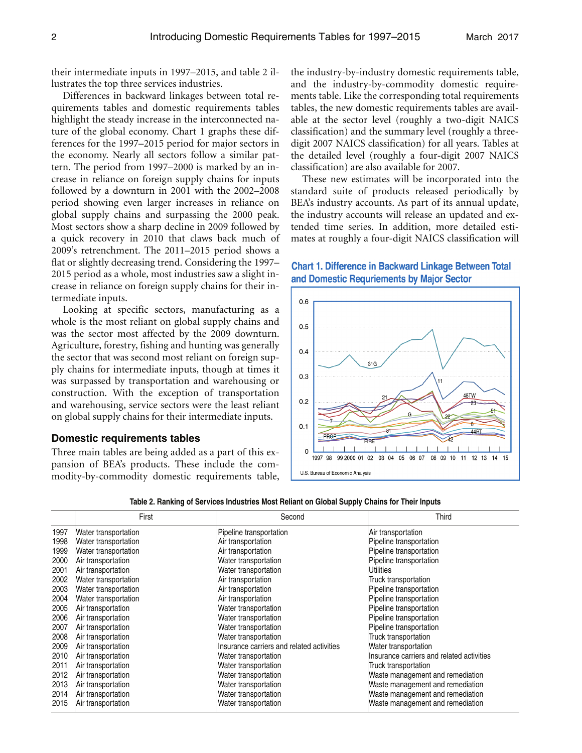their intermediate inputs in 1997–2015, and table 2 illustrates the top three services industries.

Differences in backward linkages between total requirements tables and domestic requirements tables highlight the steady increase in the interconnected nature of the global economy. Chart 1 graphs these differences for the 1997–2015 period for major sectors in the economy. Nearly all sectors follow a similar pattern. The period from 1997–2000 is marked by an increase in reliance on foreign supply chains for inputs followed by a downturn in 2001 with the 2002–2008 period showing even larger increases in reliance on global supply chains and surpassing the 2000 peak. Most sectors show a sharp decline in 2009 followed by a quick recovery in 2010 that claws back much of 2009's retrenchment. The 2011–2015 period shows a flat or slightly decreasing trend. Considering the 1997–2015 period as a whole, most industries saw a slight increase in reliance on foreign supply chains for their intermediate inputs.

Looking at specific sectors, manufacturing as a whole is the most reliant on global supply chains and was the sector most affected by the 2009 downturn. Agriculture, forestry, fishing and hunting was generally the sector that was second most reliant on foreign supply chains for intermediate inputs, though at times it was surpassed by transportation and warehousing or construction. With the exception of transportation and warehousing, service sectors were the least reliant on global supply chains for their intermediate inputs.

### Domestic requirements tables

Three main tables are being added as a part of this expansion of BEA's products. These include the commodity-by-commodity domestic requirements table, the industry-by-industry domestic requirements table, and the industry-by-commodity domestic requirements table. Like the corresponding total requirements tables, the new domestic requirements tables are available at the sector level (roughly a two-digit NAICS classification) and the summary level (roughly a three-digit 2007 NAICS classification) for all years. Tables at the detailed level (roughly a four-digit 2007 NAICS classification) are also available for 2007.

These new estimates will be incorporated into the standard suite of products released periodically by BEA's industry accounts. As part of its annual update, the industry accounts will release an updated and extended time series. In addition, more detailed estimates at roughly a four-digit NAICS classification will

**Chart 1. Difference in Backward Linkage Between Total and Domestic Requriements by Major Sector**

U.S. Bureau of Economic Analysis

**Table 2. Ranking of Services Industries Most Reliant on Global Supply Chains for Their Inputs**

| | First | Second | Third |
|---|---|---|---|
| 1997 | Water transportation | Pipeline transportation | Air transportation |
| 1998 | Water transportation | Air transportation | Pipeline transportation |
| 1999 | Water transportation | Air transportation | Pipeline transportation |
| 2000 | Air transportation | Water transportation | Pipeline transportation |
| 2001 | Air transportation | Water transportation | Utilities |
| 2002 | Water transportation | Air transportation | Truck transportation |
| 2003 | Water transportation | Air transportation | Pipeline transportation |
| 2004 | Water transportation | Air transportation | Pipeline transportation |
| 2005 | Air transportation | Water transportation | Pipeline transportation |
| 2006 | Air transportation | Water transportation | Pipeline transportation |
| 2007 | Air transportation | Water transportation | Pipeline transportation |
| 2008 | Air transportation | Water transportation | Truck transportation |
| 2009 | Air transportation | Insurance carriers and related activities | Water transportation |
| 2010 | Air transportation | Water transportation | Insurance carriers and related activities |
| 2011 | Air transportation | Water transportation | Truck transportation |
| 2012 | Air transportation | Water transportation | Waste management and remediation |
| 2013 | Air transportation | Water transportation | Waste management and remediation |
| 2014 | Air transportation | Water transportation | Waste management and remediation |
| 2015 | Air transportation | Water transportation | Waste management and remediation |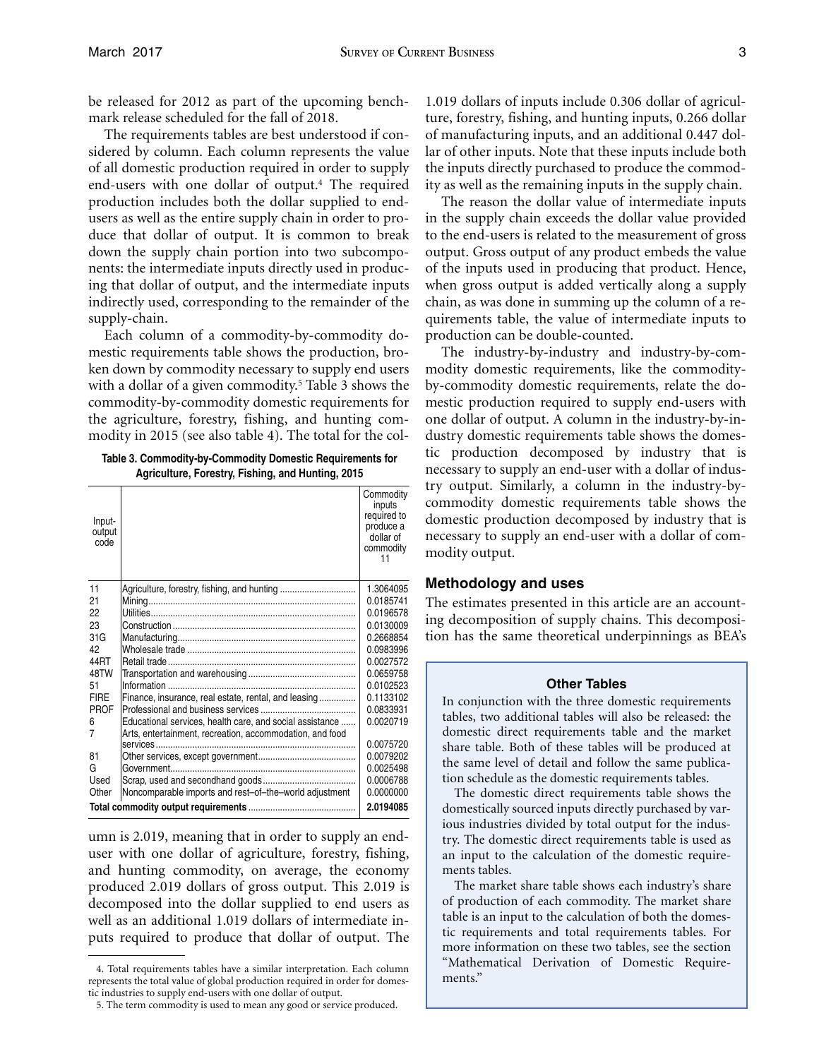be released for 2012 as part of the upcoming benchmark release scheduled for the fall of 2018.

The requirements tables are best understood if considered by column. Each column represents the value of all domestic production required in order to supply end-users with one dollar of output.[4] The required production includes both the dollar supplied to end-users as well as the entire supply chain in order to produce that dollar of output. It is common to break down the supply chain portion into two subcomponents: the intermediate inputs directly used in producing that dollar of output, and the intermediate inputs indirectly used, corresponding to the remainder of the supply-chain.

Each column of a commodity-by-commodity domestic requirements table shows the production, broken down by commodity necessary to supply end users with a dollar of a given commodity.[5] Table 3 shows the commodity-by-commodity domestic requirements for the agriculture, forestry, fishing, and hunting commodity in 2015 (see also table 4). The total for the column is 2.019, meaning that in order to supply an end-user with one dollar of agriculture, forestry, fishing, and hunting commodity, on average, the economy produced 2.019 dollars of gross output. This 2.019 is decomposed into the dollar supplied to end users as well as an additional 1.019 dollars of intermediate inputs required to produce that dollar of output. The 1.019 dollars of inputs include 0.306 dollar of agriculture, forestry, fishing, and hunting inputs, 0.266 dollar of manufacturing inputs, and an additional 0.447 dollar of other inputs. Note that these inputs include both the inputs directly purchased to produce the commodity as well as the remaining inputs in the supply chain.

**Table 3. Commodity-by-Commodity Domestic Requirements for Agriculture, Forestry, Fishing, and Hunting, 2015**

| Input-output code | | Commodity inputs required to produce a dollar of commodity 11 |
|---|---|---|
| 11 | Agriculture, forestry, fishing, and hunting | 1.3064095 |
| 21 | Mining | 0.0185741 |
| 22 | Utilities | 0.0196578 |
| 23 | Construction | 0.0130009 |
| 31G | Manufacturing | 0.2668854 |
| 42 | Wholesale trade | 0.0983996 |
| 44RT | Retail trade | 0.0027572 |
| 48TW | Transportation and warehousing | 0.0659758 |
| 51 | Information | 0.0102523 |
| FIRE | Finance, insurance, real estate, rental, and leasing | 0.1133102 |
| PROF | Professional and business services | 0.0833931 |
| 6 | Educational services, health care, and social assistance | 0.0020719 |
| 7 | Arts, entertainment, recreation, accommodation, and food services | 0.0075720 |
| 81 | Other services, except government | 0.0079202 |
| G | Government | 0.0025498 |
| Used | Scrap, used and secondhand goods | 0.0006788 |
| Other | Noncomparable imports and rest–of–the–world adjustment | 0.0000000 |
| **Total commodity output requirements** | | **2.0194085** |

The reason the dollar value of intermediate inputs in the supply chain exceeds the dollar value provided to the end-users is related to the measurement of gross output. Gross output of any product embeds the value of the inputs used in producing that product. Hence, when gross output is added vertically along a supply chain, as was done in summing up the column of a requirements table, the value of intermediate inputs to production can be double-counted.

The industry-by-industry and industry-by-commodity domestic requirements, like the commodity-by-commodity domestic requirements, relate the domestic production required to supply end-users with one dollar of output. A column in the industry-by-industry domestic requirements table shows the domestic production decomposed by industry that is necessary to supply an end-user with a dollar of industry output. Similarly, a column in the industry-by-commodity domestic requirements table shows the domestic production decomposed by industry that is necessary to supply an end-user with a dollar of commodity output.

## Methodology and uses

The estimates presented in this article are an accounting decomposition of supply chains. This decomposition has the same theoretical underpinnings as BEA's

> **Other Tables**
>
> In conjunction with the three domestic requirements tables, two additional tables will also be released: the domestic direct requirements table and the market share table. Both of these tables will be produced at the same level of detail and follow the same publication schedule as the domestic requirements tables.
>
> The domestic direct requirements table shows the domestically sourced inputs directly purchased by various industries divided by total output for the industry. The domestic direct requirements table is used as an input to the calculation of the domestic requirements tables.
>
> The market share table shows each industry's share of production of each commodity. The market share table is an input to the calculation of both the domestic requirements and total requirements tables. For more information on these two tables, see the section "Mathematical Derivation of Domestic Requirements."

4. Total requirements tables have a similar interpretation. Each column represents the total value of global production required in order for domestic industries to supply end-users with one dollar of output.

5. The term commodity is used to mean any good or service produced.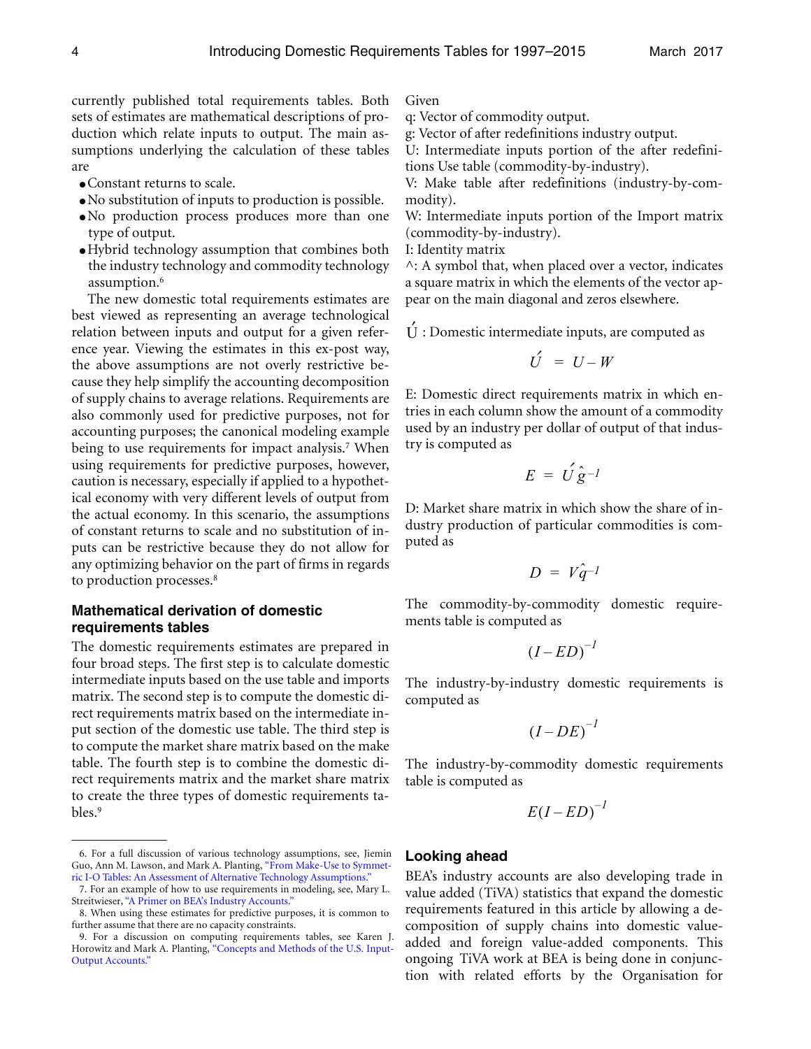currently published total requirements tables. Both sets of estimates are mathematical descriptions of production which relate inputs to output. The main assumptions underlying the calculation of these tables are

- Constant returns to scale.
- No substitution of inputs to production is possible.
- No production process produces more than one type of output.
- Hybrid technology assumption that combines both the industry technology and commodity technology assumption.[6]

The new domestic total requirements estimates are best viewed as representing an average technological relation between inputs and output for a given reference year. Viewing the estimates in this ex-post way, the above assumptions are not overly restrictive because they help simplify the accounting decomposition of supply chains to average relations. Requirements are also commonly used for predictive purposes, not for accounting purposes; the canonical modeling example being to use requirements for impact analysis.[7] When using requirements for predictive purposes, however, caution is necessary, especially if applied to a hypothetical economy with very different levels of output from the actual economy. In this scenario, the assumptions of constant returns to scale and no substitution of inputs can be restrictive because they do not allow for any optimizing behavior on the part of firms in regards to production processes.[8]

### Mathematical derivation of domestic requirements tables

The domestic requirements estimates are prepared in four broad steps. The first step is to calculate domestic intermediate inputs based on the use table and imports matrix. The second step is to compute the domestic direct requirements matrix based on the intermediate input section of the domestic use table. The third step is to compute the market share matrix based on the make table. The fourth step is to combine the domestic direct requirements matrix and the market share matrix to create the three types of domestic requirements tables.[9]

Given

q: Vector of commodity output.

g: Vector of after redefinitions industry output.

U: Intermediate inputs portion of the after redefinitions Use table (commodity-by-industry).

V: Make table after redefinitions (industry-by-commodity).

W: Intermediate inputs portion of the Import matrix (commodity-by-industry).

I: Identity matrix

^: A symbol that, when placed over a vector, indicates a square matrix in which the elements of the vector appear on the main diagonal and zeros elsewhere.

$\acute{U}$ : Domestic intermediate inputs, are computed as

$$\acute{U} = U - W$$

E: Domestic direct requirements matrix in which entries in each column show the amount of a commodity used by an industry per dollar of output of that industry is computed as

$$E = \acute{U}\hat{g}^{-1}$$

D: Market share matrix in which show the share of industry production of particular commodities is computed as

$$D = V\hat{q}^{-1}$$

The commodity-by-commodity domestic requirements table is computed as

$$(I - ED)^{-1}$$

The industry-by-industry domestic requirements is computed as

$$(I - DE)^{-1}$$

The industry-by-commodity domestic requirements table is computed as

$$E(I - ED)^{-1}$$

### Looking ahead

BEA's industry accounts are also developing trade in value added (TiVA) statistics that expand the domestic requirements featured in this article by allowing a decomposition of supply chains into domestic value-added and foreign value-added components. This ongoing TiVA work at BEA is being done in conjunction with related efforts by the Organisation for

---

6. For a full discussion of various technology assumptions, see, Jiemin Guo, Ann M. Lawson, and Mark A. Planting, "From Make-Use to Symmetric I-O Tables: An Assessment of Alternative Technology Assumptions."

7. For an example of how to use requirements in modeling, see, Mary L. Streitwieser, "A Primer on BEA's Industry Accounts."

8. When using these estimates for predictive purposes, it is common to further assume that there are no capacity constraints.

9. For a discussion on computing requirements tables, see Karen J. Horowitz and Mark A. Planting, "Concepts and Methods of the U.S. Input-Output Accounts."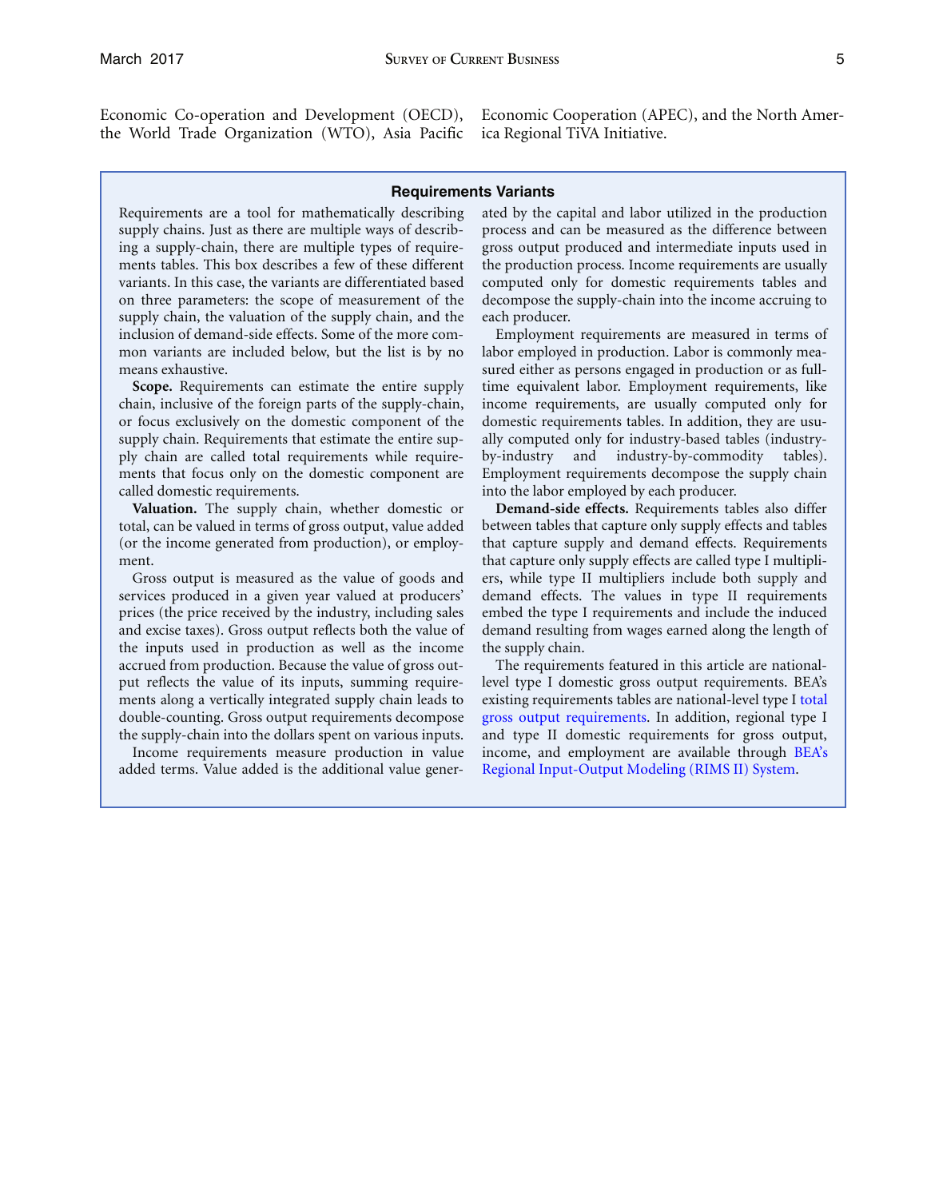Economic Co-operation and Development (OECD), the World Trade Organization (WTO), Asia Pacific Economic Cooperation (APEC), and the North America Regional TiVA Initiative.

### Requirements Variants

Requirements are a tool for mathematically describing supply chains. Just as there are multiple ways of describing a supply-chain, there are multiple types of requirements tables. This box describes a few of these different variants. In this case, the variants are differentiated based on three parameters: the scope of measurement of the supply chain, the valuation of the supply chain, and the inclusion of demand-side effects. Some of the more common variants are included below, but the list is by no means exhaustive.

**Scope.** Requirements can estimate the entire supply chain, inclusive of the foreign parts of the supply-chain, or focus exclusively on the domestic component of the supply chain. Requirements that estimate the entire supply chain are called total requirements while requirements that focus only on the domestic component are called domestic requirements.

**Valuation.** The supply chain, whether domestic or total, can be valued in terms of gross output, value added (or the income generated from production), or employment.

Gross output is measured as the value of goods and services produced in a given year valued at producers' prices (the price received by the industry, including sales and excise taxes). Gross output reflects both the value of the inputs used in production as well as the income accrued from production. Because the value of gross output reflects the value of its inputs, summing requirements along a vertically integrated supply chain leads to double-counting. Gross output requirements decompose the supply-chain into the dollars spent on various inputs.

Income requirements measure production in value added terms. Value added is the additional value generated by the capital and labor utilized in the production process and can be measured as the difference between gross output produced and intermediate inputs used in the production process. Income requirements are usually computed only for domestic requirements tables and decompose the supply-chain into the income accruing to each producer.

Employment requirements are measured in terms of labor employed in production. Labor is commonly measured either as persons engaged in production or as full-time equivalent labor. Employment requirements, like income requirements, are usually computed only for domestic requirements tables. In addition, they are usually computed only for industry-based tables (industry-by-industry and industry-by-commodity tables). Employment requirements decompose the supply chain into the labor employed by each producer.

**Demand-side effects.** Requirements tables also differ between tables that capture only supply effects and tables that capture supply and demand effects. Requirements that capture only supply effects are called type I multipliers, while type II multipliers include both supply and demand effects. The values in type II requirements embed the type I requirements and include the induced demand resulting from wages earned along the length of the supply chain.

The requirements featured in this article are national-level type I domestic gross output requirements. BEA's existing requirements tables are national-level type I total gross output requirements. In addition, regional type I and type II domestic requirements for gross output, income, and employment are available through BEA's Regional Input-Output Modeling (RIMS II) System.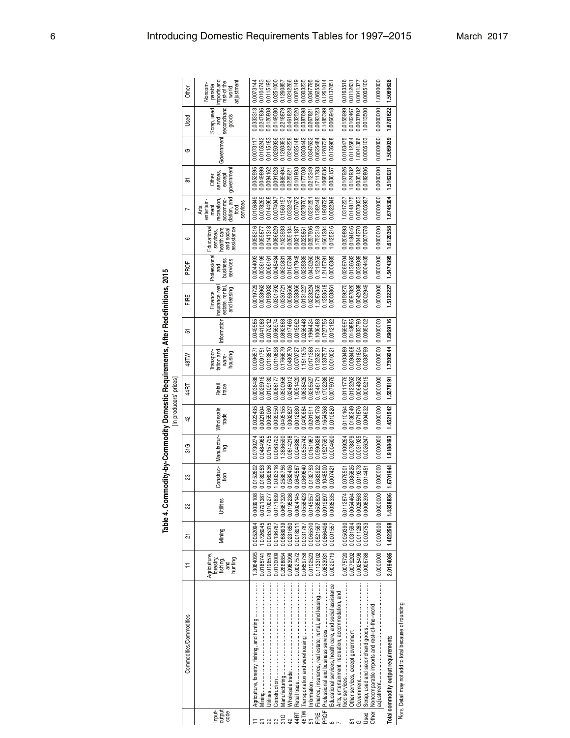# Table 4. Commodity-by-Commodity Domestic Requirements, After Redefinitions, 2015

[In producers' prices]

| Input-output code | Commodities/Commodities | 11 | 21 | 22 | 23 | 31G | 42 | 44RT | 48TW | 51 | FIRE | PROF | 6 | 7 | 81 | G | Used | Other |
|---|---|---|---|---|---|---|---|---|---|---|---|---|---|---|---|---|---|---|
| | | Agriculture, forestry, fishing, and hunting | Mining | Utilities | Construction | Manufacturing | Wholesale trade | Retail trade | Transportation and warehousing | Information | Finance, insurance, real estate, rental, and leasing | Professional and business services | Educational services, health care, and social assistance | Arts, entertainment, recreation, accommodation, and food services | Other services, except government | Government | Scrap, used and secondhand goods | Noncomparable imports and rest-of the world adjustment |
| 11 | Agriculture, forestry, fishing, and hunting | 1.3064095 | 0.0052094 | 0.0039108 | 0.0152602 | 0.0730274 | 0.0023435 | 0.0036486 | 0.0096571 | 0.0049585 | 0.0019729 | 0.0044093 | 0.0058216 | 0.0106849 | 0.0052595 | 0.0073117 | 0.0333313 | 0.0073144 |
| 21 | Mining | 0.0165741 | 1.0726045 | 0.0721387 | 0.0189053 | 0.0484965 | 0.0021604 | 0.0029916 | 0.0091751 | 0.0041083 | 0.0038962 | 0.0036199 | 0.0055877 | 0.0078265 | 0.0048899 | 0.0105242 | 0.0247836 | 0.0104743 |
| 22 | Utilities | 0.0196578 | 0.0085315 | 1.0100277 | 0.0089636 | 0.0157795 | 0.0055060 | 0.0109130 | 0.0113817 | 0.0070212 | 0.0193032 | 0.0066161 | 0.0141318 | 0.0144968 | 0.0094162 | 0.0115183 | 0.0126808 | 0.0115195 |
| 23 | Construction | 0.0130009 | 0.0136767 | 0.0171639 | 1.0033318 | 0.0063702 | 0.0039950 | 0.0066177 | 0.0110698 | 0.0056974 | 0.0301592 | 0.0045434 | 0.0086629 | 0.0074047 | 0.0091628 | 0.0250936 | 0.0149080 | 0.0251000 |
| 31G | Manufacturing | 0.2668854 | 0.0888939 | 0.0887320 | 0.2586756 | 1.3836590 | 0.0405155 | 0.0500958 | 0.1766679 | 0.0892868 | 0.0330721 | 0.0620831 | 0.1023933 | 0.1563157 | 0.0889494 | 0.1260939 | 0.2218879 | 0.1260857 |
| 42 | Wholesale trade | 0.0983996 | 0.0231650 | 0.0195236 | 0.0582406 | 0.0814218 | 1.0302827 | 0.0248012 | 0.0480570 | 0.0317466 | 0.0098506 | 0.0160784 | 0.0265134 | 0.0332424 | 0.0225621 | 0.0242228 | 0.0461828 | 0.0242266 |
| 44RT | Retail trade | 0.0027572 | 0.0018911 | 0.0024145 | 0.0649587 | 0.0043887 | 0.0012630 | 1.0051420 | 0.0070727 | 0.0015962 | 0.0038366 | 0.0017948 | 0.0021187 | 0.0077672 | 0.0101903 | 0.0025148 | 0.0032520 | 0.0025149 |
| 48TW | Transportation and warehousing | 0.0659758 | 0.0331787 | 0.0558423 | 0.0369840 | 0.0535742 | 0.0490684 | 0.0638426 | 1.1511675 | 0.0256443 | 0.0131227 | 0.0235339 | 0.0225851 | 0.0231251 | 0.0177008 | 0.0303442 | 0.0387698 | 0.0303235 |
| 51 | Information | 0.0102523 | 0.0065510 | 0.0145957 | 0.0132753 | 0.0151987 | 0.0201911 | 0.0265527 | 0.0171368 | 1.1964424 | 0.0223224 | 0.0430260 | 0.0257506 | 0.0231251 | 0.0212349 | 0.0347632 | 0.0267821 | 0.0347795 |
| FIRE | Finance, insurance, real estate, rental, and leasing | 0.1133102 | 0.0521567 | 0.0535820 | 0.0683922 | 0.0590828 | 0.0980178 | 0.1546171 | 0.1325231 | 0.1006488 | 1.2087355 | 0.1215259 | 0.1752318 | 0.1382445 | 0.1711783 | 0.0625484 | 0.0693723 | 0.0625556 |
| PROF | Professional and business services | 0.0833931 | 0.0866406 | 0.0919897 | 0.1048500 | 0.1527591 | 0.1654368 | 0.1702286 | 0.1337577 | 0.1727755 | 0.1353518 | 1.2145791 | 0.1661284 | 0.1908728 | 0.1068636 | 0.1260738 | 0.1485399 | 0.1261014 |
| 6 | Educational services, health care, and social assistance | 0.0020719 | 0.0001557 | 0.0035335 | 0.0007421 | 0.0004600 | 0.0010820 | 0.0079076 | 0.0010021 | 0.0012182 | 0.0003861 | 0.0006385 | 1.0125216 | 0.0022349 | 0.0036157 | 0.0136968 | 0.0066948 | 0.0137051 |
| 7 | Arts, entertainment, recreation, accommodation, and food services | 0.0075720 | 0.0050390 | 0.0112874 | 0.0076501 | 0.0109264 | 0.0110164 | 0.0111776 | 0.0103489 | 0.0389997 | 0.0159270 | 0.0269704 | 0.0209893 | 1.0317237 | 0.0107926 | 0.0163475 | 0.0155999 | 0.0163516 |
| 81 | Other services, except government | 0.0079202 | 0.0031594 | 0.0054464 | 0.0085825 | 0.0078879 | 0.0136249 | 0.0123262 | 0.0098468 | 0.0148865 | 0.0097826 | 0.0136682 | 0.0184646 | 0.0148175 | 1.0124932 | 0.0112584 | 0.0102467 | 0.0112631 |
| G | Government | 0.0025498 | 0.0011283 | 0.0028563 | 0.0019373 | 0.0031925 | 0.0071876 | 0.0064352 | 0.0181804 | 0.0033790 | 0.0042088 | 0.0039089 | 0.0044270 | 0.0073033 | 0.0035132 | 1.0041366 | 0.0037802 | 0.0041377 |
| Used | Scrap, used and secondhand goods | 0.0006788 | 0.0002753 | 0.0008393 | 0.0014451 | 0.0026247 | 0.0004632 | 0.0005215 | 0.0038799 | 0.0005002 | 0.0002949 | 0.0004435 | 0.0007078 | 0.0005937 | 0.0182806 | 0.0005103 | 1.0013500 | 0.0005100 |
| Other | Noncomparable imports and rest-of-the-world adjustment | 0.0000000 | 0.0000000 | 0.0000000 | 0.0000000 | 0.0000000 | 0.0000000 | 0.0000000 | 0.0000000 | 0.0000000 | 0.0000000 | 0.0000000 | 0.0000000 | 0.0000000 | 0.0000000 | 0.0000000 | 0.0000000 | 1.0000000 |
| | **Total commodity output requirements** | **2.0194085** | **1.4022568** | **1.4338836** | **1.6701944** | **1.9188493** | **1.4521542** | **1.5578191** | **1.7509244** | **1.6969116** | **1.5122227** | **1.5474395** | **1.6120358** | **1.6745304** | **1.5162031** | **1.5069039** | **1.6781622** | **1.5069628** |

Note. Detail may not add to total because of rounding.